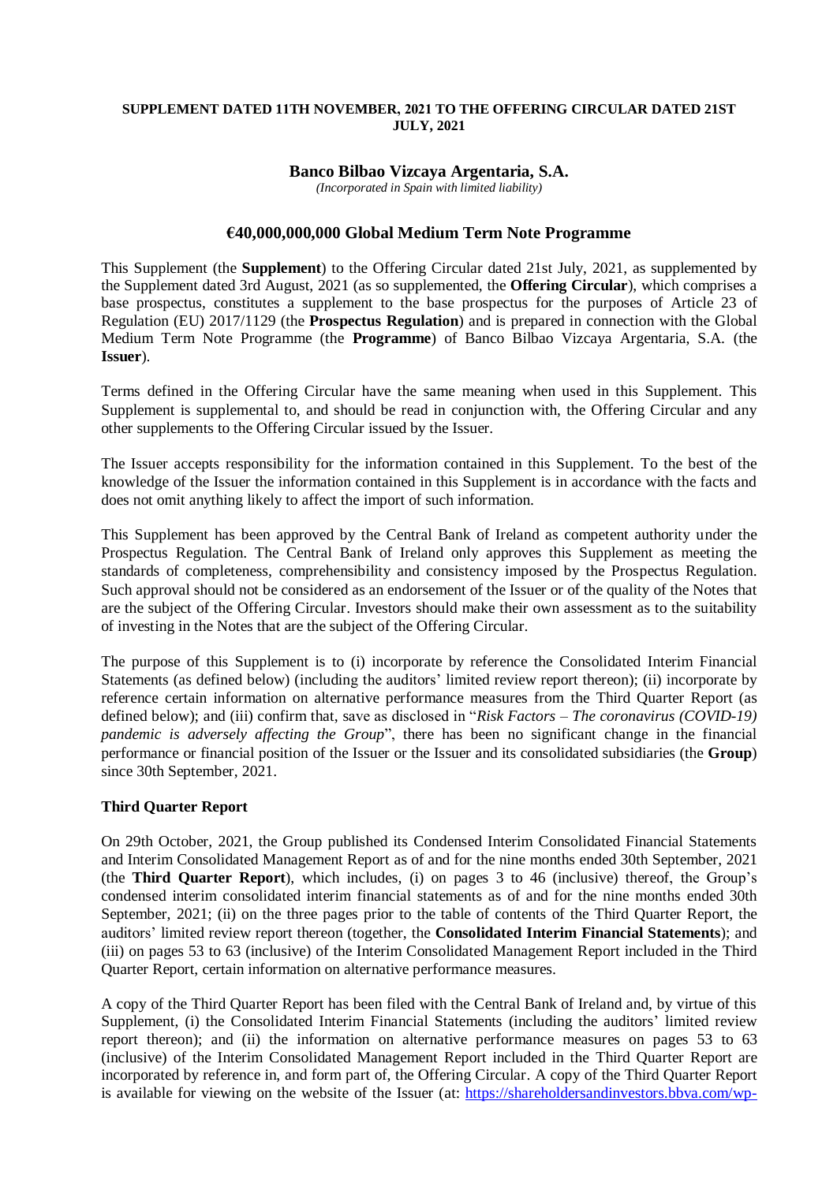**SUPPLEMENT DATED 11TH NOVEMBER, 2021 TO THE OFFERING CIRCULAR DATED 21ST JULY, 2021**

**Banco Bilbao Vizcaya Argentaria, S.A.**

*(Incorporated in Spain with limited liability)*

## €40,000,000,000 Global Medium Term Note Programme

This Supplement (the **Supplement**) to the Offering Circular dated 21st July, 2021, as supplemented by the Supplement dated 3rd August, 2021 (as so supplemented, the **Offering Circular**), which comprises a base prospectus, constitutes a supplement to the base prospectus for the purposes of Article 23 of Regulation (EU) 2017/1129 (the **Prospectus Regulation**) and is prepared in connection with the Global Medium Term Note Programme (the **Programme**) of Banco Bilbao Vizcaya Argentaria, S.A. (the **Issuer**).

Terms defined in the Offering Circular have the same meaning when used in this Supplement. This Supplement is supplemental to, and should be read in conjunction with, the Offering Circular and any other supplements to the Offering Circular issued by the Issuer.

The Issuer accepts responsibility for the information contained in this Supplement. To the best of the knowledge of the Issuer the information contained in this Supplement is in accordance with the facts and does not omit anything likely to affect the import of such information.

This Supplement has been approved by the Central Bank of Ireland as competent authority under the Prospectus Regulation. The Central Bank of Ireland only approves this Supplement as meeting the standards of completeness, comprehensibility and consistency imposed by the Prospectus Regulation. Such approval should not be considered as an endorsement of the Issuer or of the quality of the Notes that are the subject of the Offering Circular. Investors should make their own assessment as to the suitability of investing in the Notes that are the subject of the Offering Circular.

The purpose of this Supplement is to (i) incorporate by reference the Consolidated Interim Financial Statements (as defined below) (including the auditors' limited review report thereon); (ii) incorporate by reference certain information on alternative performance measures from the Third Quarter Report (as defined below); and (iii) confirm that, save as disclosed in "*Risk Factors – The coronavirus (COVID-19) pandemic is adversely affecting the Group*", there has been no significant change in the financial performance or financial position of the Issuer or the Issuer and its consolidated subsidiaries (the **Group**) since 30th September, 2021.

**Third Quarter Report**

On 29th October, 2021, the Group published its Condensed Interim Consolidated Financial Statements and Interim Consolidated Management Report as of and for the nine months ended 30th September, 2021 (the **Third Quarter Report**), which includes, (i) on pages 3 to 46 (inclusive) thereof, the Group's condensed interim consolidated interim financial statements as of and for the nine months ended 30th September, 2021; (ii) on the three pages prior to the table of contents of the Third Quarter Report, the auditors' limited review report thereon (together, the **Consolidated Interim Financial Statements**); and (iii) on pages 53 to 63 (inclusive) of the Interim Consolidated Management Report included in the Third Quarter Report, certain information on alternative performance measures.

A copy of the Third Quarter Report has been filed with the Central Bank of Ireland and, by virtue of this Supplement, (i) the Consolidated Interim Financial Statements (including the auditors' limited review report thereon); and (ii) the information on alternative performance measures on pages 53 to 63 (inclusive) of the Interim Consolidated Management Report included in the Third Quarter Report are incorporated by reference in, and form part of, the Offering Circular. A copy of the Third Quarter Report is available for viewing on the website of the Issuer (at: https://shareholdersandinvestors.bbva.com/wp-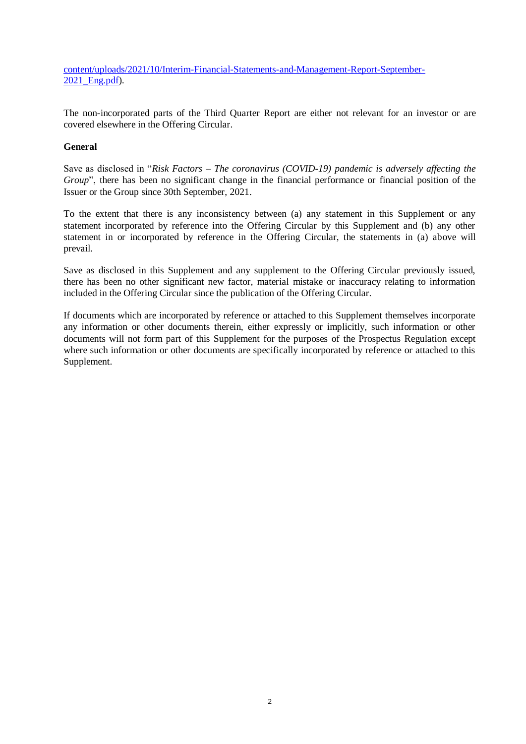content/uploads/2021/10/Interim-Financial-Statements-and-Management-Report-September-2021_Eng.pdf).

The non-incorporated parts of the Third Quarter Report are either not relevant for an investor or are covered elsewhere in the Offering Circular.

**General**

Save as disclosed in "*Risk Factors – The coronavirus (COVID-19) pandemic is adversely affecting the Group*", there has been no significant change in the financial performance or financial position of the Issuer or the Group since 30th September, 2021.

To the extent that there is any inconsistency between (a) any statement in this Supplement or any statement incorporated by reference into the Offering Circular by this Supplement and (b) any other statement in or incorporated by reference in the Offering Circular, the statements in (a) above will prevail.

Save as disclosed in this Supplement and any supplement to the Offering Circular previously issued, there has been no other significant new factor, material mistake or inaccuracy relating to information included in the Offering Circular since the publication of the Offering Circular.

If documents which are incorporated by reference or attached to this Supplement themselves incorporate any information or other documents therein, either expressly or implicitly, such information or other documents will not form part of this Supplement for the purposes of the Prospectus Regulation except where such information or other documents are specifically incorporated by reference or attached to this Supplement.